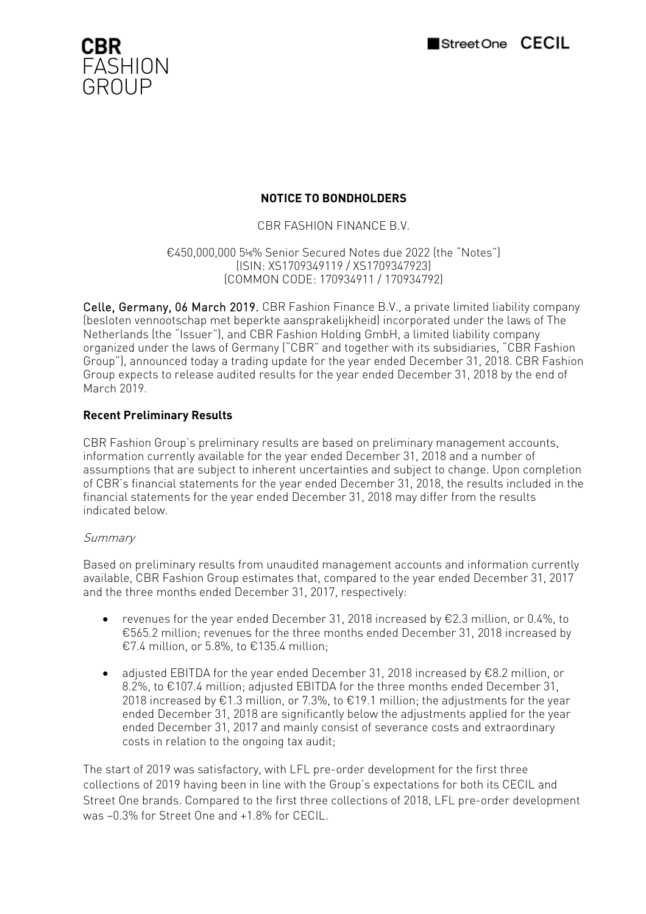CBR FASHION GROUP

Street One CECIL

**NOTICE TO BONDHOLDERS**

CBR FASHION FINANCE B.V.

€450,000,000 5⅛% Senior Secured Notes due 2022 (the "Notes")
(ISIN: XS1709349119 / XS1709347923)
(COMMON CODE: 170934911 / 170934792)

Celle, Germany, 06 March 2019. CBR Fashion Finance B.V., a private limited liability company (besloten vennootschap met beperkte aansprakelijkheid) incorporated under the laws of The Netherlands (the "Issuer"), and CBR Fashion Holding GmbH, a limited liability company organized under the laws of Germany ("CBR" and together with its subsidiaries, "CBR Fashion Group"), announced today a trading update for the year ended December 31, 2018. CBR Fashion Group expects to release audited results for the year ended December 31, 2018 by the end of March 2019.

**Recent Preliminary Results**

CBR Fashion Group's preliminary results are based on preliminary management accounts, information currently available for the year ended December 31, 2018 and a number of assumptions that are subject to inherent uncertainties and subject to change. Upon completion of CBR's financial statements for the year ended December 31, 2018, the results included in the financial statements for the year ended December 31, 2018 may differ from the results indicated below.

*Summary*

Based on preliminary results from unaudited management accounts and information currently available, CBR Fashion Group estimates that, compared to the year ended December 31, 2017 and the three months ended December 31, 2017, respectively:

- revenues for the year ended December 31, 2018 increased by €2.3 million, or 0.4%, to €565.2 million; revenues for the three months ended December 31, 2018 increased by €7.4 million, or 5.8%, to €135.4 million;
- adjusted EBITDA for the year ended December 31, 2018 increased by €8.2 million, or 8.2%, to €107.4 million; adjusted EBITDA for the three months ended December 31, 2018 increased by €1.3 million, or 7.3%, to €19.1 million; the adjustments for the year ended December 31, 2018 are significantly below the adjustments applied for the year ended December 31, 2017 and mainly consist of severance costs and extraordinary costs in relation to the ongoing tax audit;

The start of 2019 was satisfactory, with LFL pre-order development for the first three collections of 2019 having been in line with the Group's expectations for both its CECIL and Street One brands. Compared to the first three collections of 2018, LFL pre-order development was −0.3% for Street One and +1.8% for CECIL.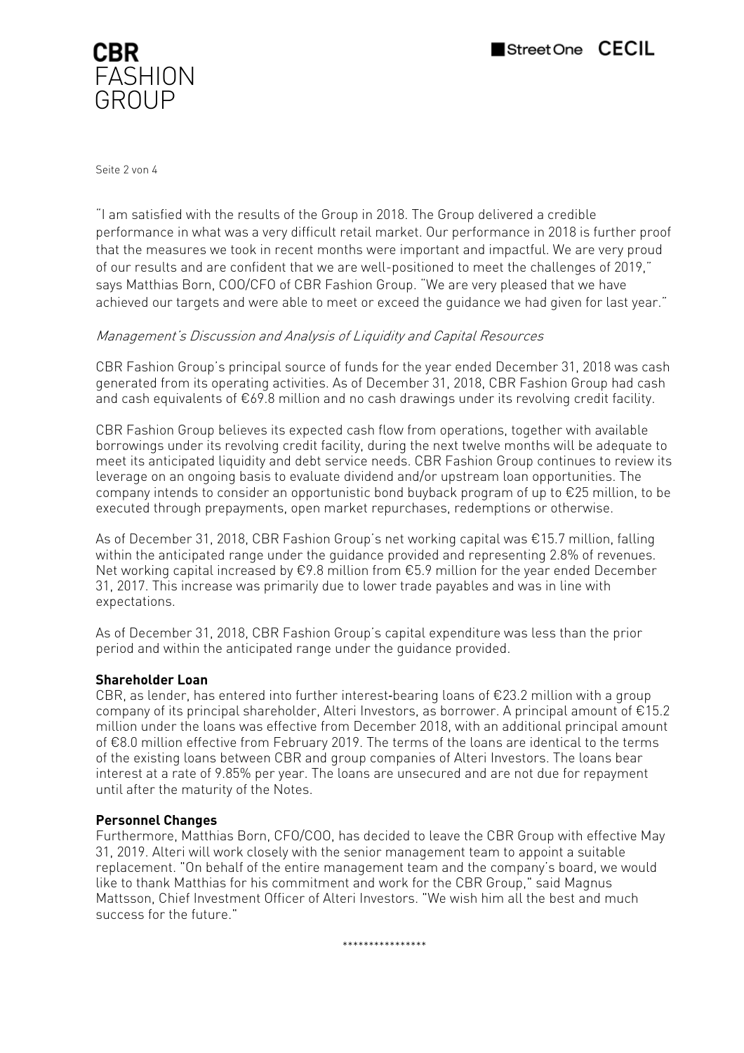"I am satisfied with the results of the Group in 2018. The Group delivered a credible performance in what was a very difficult retail market. Our performance in 2018 is further proof that the measures we took in recent months were important and impactful. We are very proud of our results and are confident that we are well-positioned to meet the challenges of 2019," says Matthias Born, COO/CFO of CBR Fashion Group. "We are very pleased that we have achieved our targets and were able to meet or exceed the guidance we had given for last year."

*Management's Discussion and Analysis of Liquidity and Capital Resources*

CBR Fashion Group's principal source of funds for the year ended December 31, 2018 was cash generated from its operating activities. As of December 31, 2018, CBR Fashion Group had cash and cash equivalents of €69.8 million and no cash drawings under its revolving credit facility.

CBR Fashion Group believes its expected cash flow from operations, together with available borrowings under its revolving credit facility, during the next twelve months will be adequate to meet its anticipated liquidity and debt service needs. CBR Fashion Group continues to review its leverage on an ongoing basis to evaluate dividend and/or upstream loan opportunities. The company intends to consider an opportunistic bond buyback program of up to €25 million, to be executed through prepayments, open market repurchases, redemptions or otherwise.

As of December 31, 2018, CBR Fashion Group's net working capital was €15.7 million, falling within the anticipated range under the guidance provided and representing 2.8% of revenues. Net working capital increased by €9.8 million from €5.9 million for the year ended December 31, 2017. This increase was primarily due to lower trade payables and was in line with expectations.

As of December 31, 2018, CBR Fashion Group's capital expenditure was less than the prior period and within the anticipated range under the guidance provided.

**Shareholder Loan**

CBR, as lender, has entered into further interest-bearing loans of €23.2 million with a group company of its principal shareholder, Alteri Investors, as borrower. A principal amount of €15.2 million under the loans was effective from December 2018, with an additional principal amount of €8.0 million effective from February 2019. The terms of the loans are identical to the terms of the existing loans between CBR and group companies of Alteri Investors. The loans bear interest at a rate of 9.85% per year. The loans are unsecured and are not due for repayment until after the maturity of the Notes.

**Personnel Changes**

Furthermore, Matthias Born, CFO/COO, has decided to leave the CBR Group with effective May 31, 2019. Alteri will work closely with the senior management team to appoint a suitable replacement. "On behalf of the entire management team and the company's board, we would like to thank Matthias for his commitment and work for the CBR Group," said Magnus Mattsson, Chief Investment Officer of Alteri Investors. "We wish him all the best and much success for the future."

****************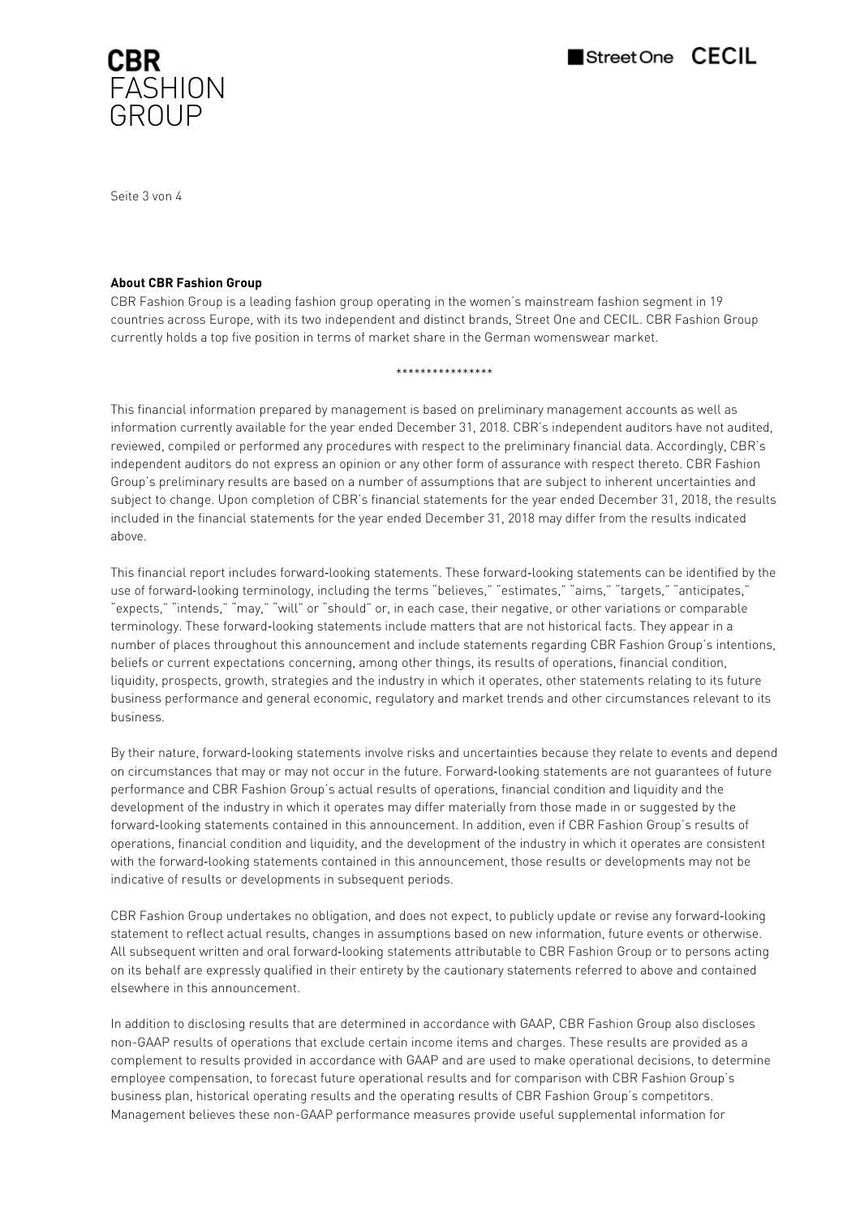**About CBR Fashion Group**

CBR Fashion Group is a leading fashion group operating in the women's mainstream fashion segment in 19 countries across Europe, with its two independent and distinct brands, Street One and CECIL. CBR Fashion Group currently holds a top five position in terms of market share in the German womenswear market.

****************

This financial information prepared by management is based on preliminary management accounts as well as information currently available for the year ended December 31, 2018. CBR's independent auditors have not audited, reviewed, compiled or performed any procedures with respect to the preliminary financial data. Accordingly, CBR's independent auditors do not express an opinion or any other form of assurance with respect thereto. CBR Fashion Group's preliminary results are based on a number of assumptions that are subject to inherent uncertainties and subject to change. Upon completion of CBR's financial statements for the year ended December 31, 2018, the results included in the financial statements for the year ended December 31, 2018 may differ from the results indicated above.

This financial report includes forward-looking statements. These forward-looking statements can be identified by the use of forward-looking terminology, including the terms "believes," "estimates," "aims," "targets," "anticipates," "expects," "intends," "may," "will" or "should" or, in each case, their negative, or other variations or comparable terminology. These forward-looking statements include matters that are not historical facts. They appear in a number of places throughout this announcement and include statements regarding CBR Fashion Group's intentions, beliefs or current expectations concerning, among other things, its results of operations, financial condition, liquidity, prospects, growth, strategies and the industry in which it operates, other statements relating to its future business performance and general economic, regulatory and market trends and other circumstances relevant to its business.

By their nature, forward-looking statements involve risks and uncertainties because they relate to events and depend on circumstances that may or may not occur in the future. Forward-looking statements are not guarantees of future performance and CBR Fashion Group's actual results of operations, financial condition and liquidity and the development of the industry in which it operates may differ materially from those made in or suggested by the forward-looking statements contained in this announcement. In addition, even if CBR Fashion Group's results of operations, financial condition and liquidity, and the development of the industry in which it operates are consistent with the forward-looking statements contained in this announcement, those results or developments may not be indicative of results or developments in subsequent periods.

CBR Fashion Group undertakes no obligation, and does not expect, to publicly update or revise any forward-looking statement to reflect actual results, changes in assumptions based on new information, future events or otherwise. All subsequent written and oral forward-looking statements attributable to CBR Fashion Group or to persons acting on its behalf are expressly qualified in their entirety by the cautionary statements referred to above and contained elsewhere in this announcement.

In addition to disclosing results that are determined in accordance with GAAP, CBR Fashion Group also discloses non-GAAP results of operations that exclude certain income items and charges. These results are provided as a complement to results provided in accordance with GAAP and are used to make operational decisions, to determine employee compensation, to forecast future operational results and for comparison with CBR Fashion Group's business plan, historical operating results and the operating results of CBR Fashion Group's competitors. Management believes these non-GAAP performance measures provide useful supplemental information for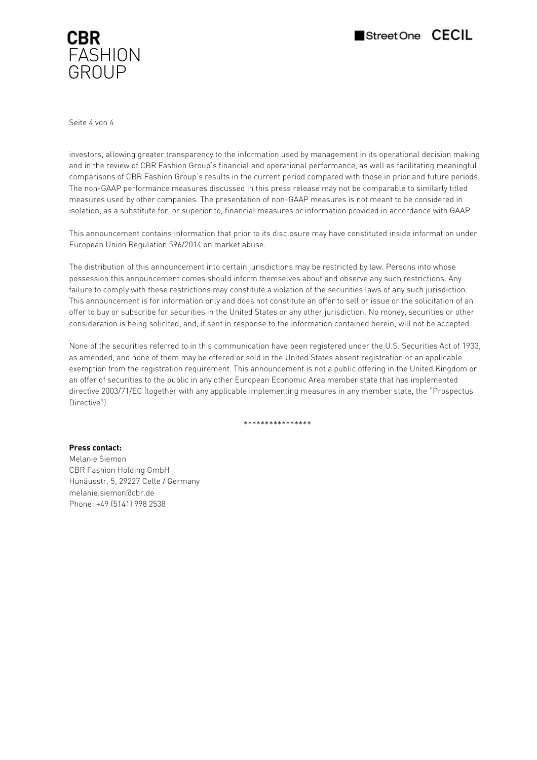investors, allowing greater transparency to the information used by management in its operational decision making and in the review of CBR Fashion Group's financial and operational performance, as well as facilitating meaningful comparisons of CBR Fashion Group's results in the current period compared with those in prior and future periods. The non-GAAP performance measures discussed in this press release may not be comparable to similarly titled measures used by other companies. The presentation of non-GAAP measures is not meant to be considered in isolation, as a substitute for, or superior to, financial measures or information provided in accordance with GAAP.

This announcement contains information that prior to its disclosure may have constituted inside information under European Union Regulation 596/2014 on market abuse.

The distribution of this announcement into certain jurisdictions may be restricted by law. Persons into whose possession this announcement comes should inform themselves about and observe any such restrictions. Any failure to comply with these restrictions may constitute a violation of the securities laws of any such jurisdiction. This announcement is for information only and does not constitute an offer to sell or issue or the solicitation of an offer to buy or subscribe for securities in the United States or any other jurisdiction. No money, securities or other consideration is being solicited, and, if sent in response to the information contained herein, will not be accepted.

None of the securities referred to in this communication have been registered under the U.S. Securities Act of 1933, as amended, and none of them may be offered or sold in the United States absent registration or an applicable exemption from the registration requirement. This announcement is not a public offering in the United Kingdom or an offer of securities to the public in any other European Economic Area member state that has implemented directive 2003/71/EC (together with any applicable implementing measures in any member state, the "Prospectus Directive").

****************

**Press contact:**
Melanie Siemon
CBR Fashion Holding GmbH
Hunäusstr. 5, 29227 Celle / Germany
melanie.siemon@cbr.de
Phone: +49 (5141) 998 2538